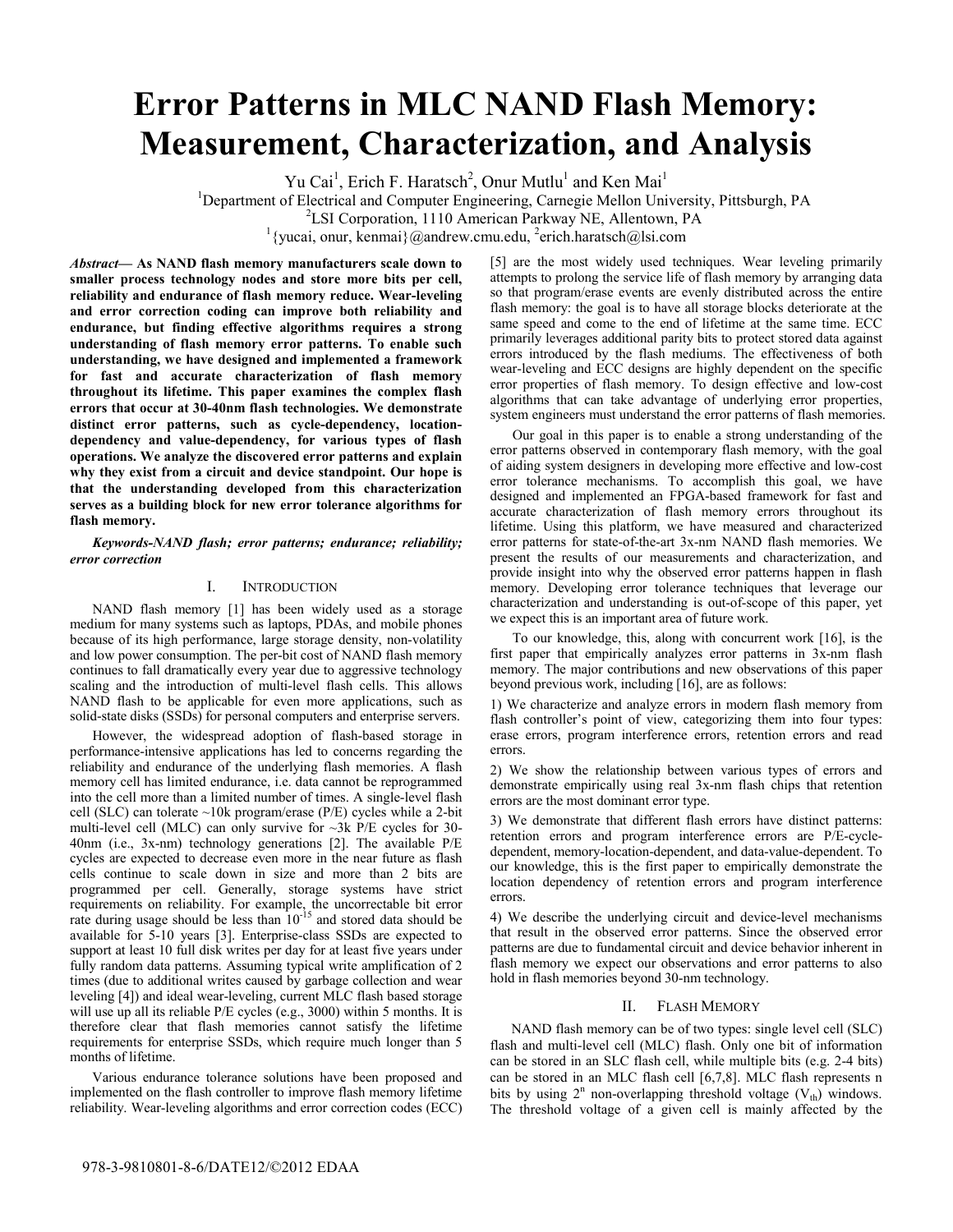# Error Patterns in MLC NAND Flash Memory: Measurement, Characterization, and Analysis

Yu Cai[1], Erich F. Haratsch[2], Onur Mutlu[1] and Ken Mai[1]

[1]Department of Electrical and Computer Engineering, Carnegie Mellon University, Pittsburgh, PA

[2]LSI Corporation, 1110 American Parkway NE, Allentown, PA

[1]{yucai, onur, kenmai}@andrew.cmu.edu, [2]erich.haratsch@lsi.com

***Abstract*— As NAND flash memory manufacturers scale down to smaller process technology nodes and store more bits per cell, reliability and endurance of flash memory reduce. Wear-leveling and error correction coding can improve both reliability and endurance, but finding effective algorithms requires a strong understanding of flash memory error patterns. To enable such understanding, we have designed and implemented a framework for fast and accurate characterization of flash memory throughout its lifetime. This paper examines the complex flash errors that occur at 30-40nm flash technologies. We demonstrate distinct error patterns, such as cycle-dependency, location-dependency and value-dependency, for various types of flash operations. We analyze the discovered error patterns and explain why they exist from a circuit and device standpoint. Our hope is that the understanding developed from this characterization serves as a building block for new error tolerance algorithms for flash memory.**

***Keywords-NAND flash; error patterns; endurance; reliability; error correction***

## I. INTRODUCTION

NAND flash memory [1] has been widely used as a storage medium for many systems such as laptops, PDAs, and mobile phones because of its high performance, large storage density, non-volatility and low power consumption. The per-bit cost of NAND flash memory continues to fall dramatically every year due to aggressive technology scaling and the introduction of multi-level flash cells. This allows NAND flash to be applicable for even more applications, such as solid-state disks (SSDs) for personal computers and enterprise servers.

However, the widespread adoption of flash-based storage in performance-intensive applications has led to concerns regarding the reliability and endurance of the underlying flash memories. A flash memory cell has limited endurance, i.e. data cannot be reprogrammed into the cell more than a limited number of times. A single-level flash cell (SLC) can tolerate ~10k program/erase (P/E) cycles while a 2-bit multi-level cell (MLC) can only survive for ~3k P/E cycles for 30-40nm (i.e., 3x-nm) technology generations [2]. The available P/E cycles are expected to decrease even more in the near future as flash cells continue to scale down in size and more than 2 bits are programmed per cell. Generally, storage systems have strict requirements on reliability. For example, the uncorrectable bit error rate during usage should be less than $10^{-15}$ and stored data should be available for 5-10 years [3]. Enterprise-class SSDs are expected to support at least 10 full disk writes per day for at least five years under fully random data patterns. Assuming typical write amplification of 2 times (due to additional writes caused by garbage collection and wear leveling [4]) and ideal wear-leveling, current MLC flash based storage will use up all its reliable P/E cycles (e.g., 3000) within 5 months. It is therefore clear that flash memories cannot satisfy the lifetime requirements for enterprise SSDs, which require much longer than 5 months of lifetime.

Various endurance tolerance solutions have been proposed and implemented on the flash controller to improve flash memory lifetime reliability. Wear-leveling algorithms and error correction codes (ECC) [5] are the most widely used techniques. Wear leveling primarily attempts to prolong the service life of flash memory by arranging data so that program/erase events are evenly distributed across the entire flash memory: the goal is to have all storage blocks deteriorate at the same speed and come to the end of lifetime at the same time. ECC primarily leverages additional parity bits to protect stored data against errors introduced by the flash mediums. The effectiveness of both wear-leveling and ECC designs are highly dependent on the specific error properties of flash memory. To design effective and low-cost algorithms that can take advantage of underlying error properties, system engineers must understand the error patterns of flash memories.

Our goal in this paper is to enable a strong understanding of the error patterns observed in contemporary flash memory, with the goal of aiding system designers in developing more effective and low-cost error tolerance mechanisms. To accomplish this goal, we have designed and implemented an FPGA-based framework for fast and accurate characterization of flash memory errors throughout its lifetime. Using this platform, we have measured and characterized error patterns for state-of-the-art 3x-nm NAND flash memories. We present the results of our measurements and characterization, and provide insight into why the observed error patterns happen in flash memory. Developing error tolerance techniques that leverage our characterization and understanding is out-of-scope of this paper, yet we expect this is an important area of future work.

To our knowledge, this, along with concurrent work [16], is the first paper that empirically analyzes error patterns in 3x-nm flash memory. The major contributions and new observations of this paper beyond previous work, including [16], are as follows:

1) We characterize and analyze errors in modern flash memory from flash controller's point of view, categorizing them into four types: erase errors, program interference errors, retention errors and read errors.

2) We show the relationship between various types of errors and demonstrate empirically using real 3x-nm flash chips that retention errors are the most dominant error type.

3) We demonstrate that different flash errors have distinct patterns: retention errors and program interference errors are P/E-cycle-dependent, memory-location-dependent, and data-value-dependent. To our knowledge, this is the first paper to empirically demonstrate the location dependency of retention errors and program interference errors.

4) We describe the underlying circuit and device-level mechanisms that result in the observed error patterns. Since the observed error patterns are due to fundamental circuit and device behavior inherent in flash memory we expect our observations and error patterns to also hold in flash memories beyond 30-nm technology.

## II. FLASH MEMORY

NAND flash memory can be of two types: single level cell (SLC) flash and multi-level cell (MLC) flash. Only one bit of information can be stored in an SLC flash cell, while multiple bits (e.g. 2-4 bits) can be stored in an MLC flash cell [6,7,8]. MLC flash represents n bits by using $2^n$ non-overlapping threshold voltage ($V_{th}$) windows. The threshold voltage of a given cell is mainly affected by the

978-3-9810801-8-6/DATE12/©2012 EDAA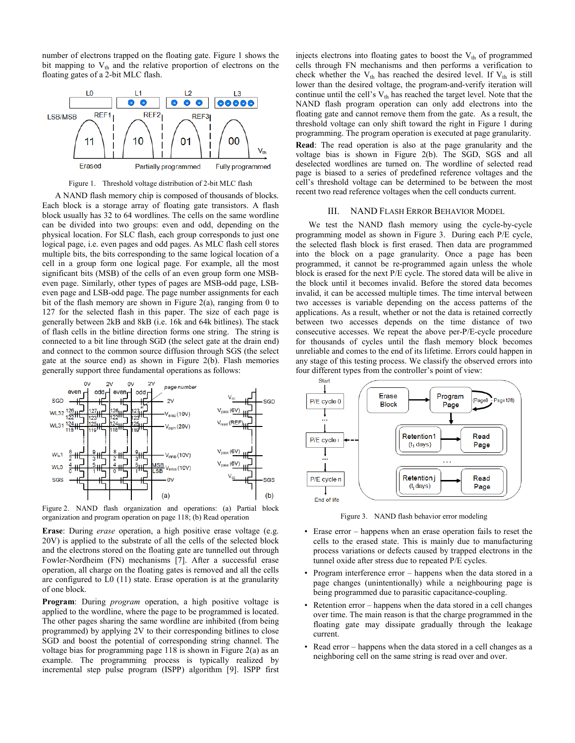number of electrons trapped on the floating gate. Figure 1 shows the bit mapping to $V_{th}$ and the relative proportion of electrons on the floating gates of a 2-bit MLC flash.

L0
L1
L2
L3
LSB/MSB
REF1
REF2
REF3
11
10
01
00
$V_{th}$
Erased
Partially programmed
Fully programmed

Figure 1. Threshold voltage distribution of 2-bit MLC flash

A NAND flash memory chip is composed of thousands of blocks. Each block is a storage array of floating gate transistors. A flash block usually has 32 to 64 wordlines. The cells on the same wordline can be divided into two groups: even and odd, depending on the physical location. For SLC flash, each group corresponds to just one logical page, i.e. even pages and odd pages. As MLC flash cell stores multiple bits, the bits corresponding to the same logical location of a cell in a group form one logical page. For example, all the most significant bits (MSB) of the cells of an even group form one MSB-even page. Similarly, other types of pages are MSB-odd page, LSB-even page and LSB-odd page. The page number assignments for each bit of the flash memory are shown in Figure 2(a), ranging from 0 to 127 for the selected flash in this paper. The size of each page is generally between 2kB and 8kB (i.e. 16k and 64k bitlines). The stack of flash cells in the bitline direction forms one string. The string is connected to a bit line through SGD (the select gate at the drain end) and connect to the common source diffusion through SGS (the select gate at the source end) as shown in Figure 2(b). Flash memories generally support three fundamental operations as follows:

0V 2V 0V 2V
even odd even odd
page number
SGD
2V
WL32
WL31
$V_{inhb}$ (10V)
$V_{pgm}$ (20V)
WL1
WL0
SGS
$V_{inhb}$ (10V)
MSB
LSB
$V_{inhb}$ (10V)
0V
(a)
$V_{cc}$
SGD
$V_{pass}$ (6V)
$V_{read}$ (REF)
$V_{pass}$ (6V)
$V_{pass}$ (6V)
$V_{cc}$
SGS
(b)

Figure 2. NAND flash organization and operations: (a) Partial block organization and program operation on page 118; (b) Read operation

**Erase**: During *erase* operation, a high positive erase voltage (e.g. 20V) is applied to the substrate of all the cells of the selected block and the electrons stored on the floating gate are tunnelled out through Fowler-Nordheim (FN) mechanisms [7]. After a successful erase operation, all charge on the floating gates is removed and all the cells are configured to L0 (11) state. Erase operation is at the granularity of one block.

**Program**: During *program* operation, a high positive voltage is applied to the wordline, where the page to be programmed is located. The other pages sharing the same wordline are inhibited (from being programmed) by applying 2V to their corresponding bitlines to close SGD and boost the potential of corresponding string channel. The voltage bias for programming page 118 is shown in Figure 2(a) as an example. The programming process is typically realized by incremental step pulse program (ISPP) algorithm [9]. ISPP first injects electrons into floating gates to boost the $V_{th}$ of programmed cells through FN mechanisms and then performs a verification to check whether the $V_{th}$ has reached the desired level. If $V_{th}$ is still lower than the desired level, the program-and-verify iteration will continue until the cell's $V_{th}$ has reached the target level. Note that the NAND flash program operation can only add electrons into the floating gate and cannot remove them from the gate. As a result, the threshold voltage can only shift toward the right in Figure 1 during programming. The program operation is executed at page granularity.

**Read**: The read operation is also at the page granularity and the voltage bias is shown in Figure 2(b). The SGD, SGS and all deselected wordlines are turned on. The wordline of selected read page is biased to a series of predefined reference voltages and the cell's threshold voltage can be determined to be between the most recent two read reference voltages when the cell conducts current.

## III. NAND Flash Error Behavior Model

We test the NAND flash memory using the cycle-by-cycle programming model as shown in Figure 3. During each P/E cycle, the selected flash block is first erased. Then data are programmed into the block on a page granularity. Once a page has been programmed, it cannot be re-programmed again unless the whole block is erased for the next P/E cycle. The stored data will be alive in the block until it becomes invalid. Before the stored data becomes invalid, it can be accessed multiple times. The time interval between two accesses is variable depending on the access patterns of the applications. As a result, whether or not the data is retained correctly between two accesses depends on the time distance of two consecutive accesses. We repeat the above per-P/E-cycle procedure for thousands of cycles until the flash memory block becomes unreliable and comes to the end of its lifetime. Errors could happen in any stage of this testing process. We classify the observed errors into four different types from the controller's point of view:

Start
P/E cycle 0
P/E cycle i
P/E cycle n
End of life
Erase Block
Program Page
(Page0 - Page128)
Retention1 ($t_1$ days)
Read Page
Retention j ($t_j$ days)
Read Page

Figure 3. NAND flash behavior error modeling

- Erase error – happens when an erase operation fails to reset the cells to the erased state. This is mainly due to manufacturing process variations or defects caused by trapped electrons in the tunnel oxide after stress due to repeated P/E cycles.
- Program interference error – happens when the data stored in a page changes (unintentionally) while a neighbouring page is being programmed due to parasitic capacitance-coupling.
- Retention error – happens when the data stored in a cell changes over time. The main reason is that the charge programmed in the floating gate may dissipate gradually through the leakage current.
- Read error – happens when the data stored in a cell changes as a neighboring cell on the same string is read over and over.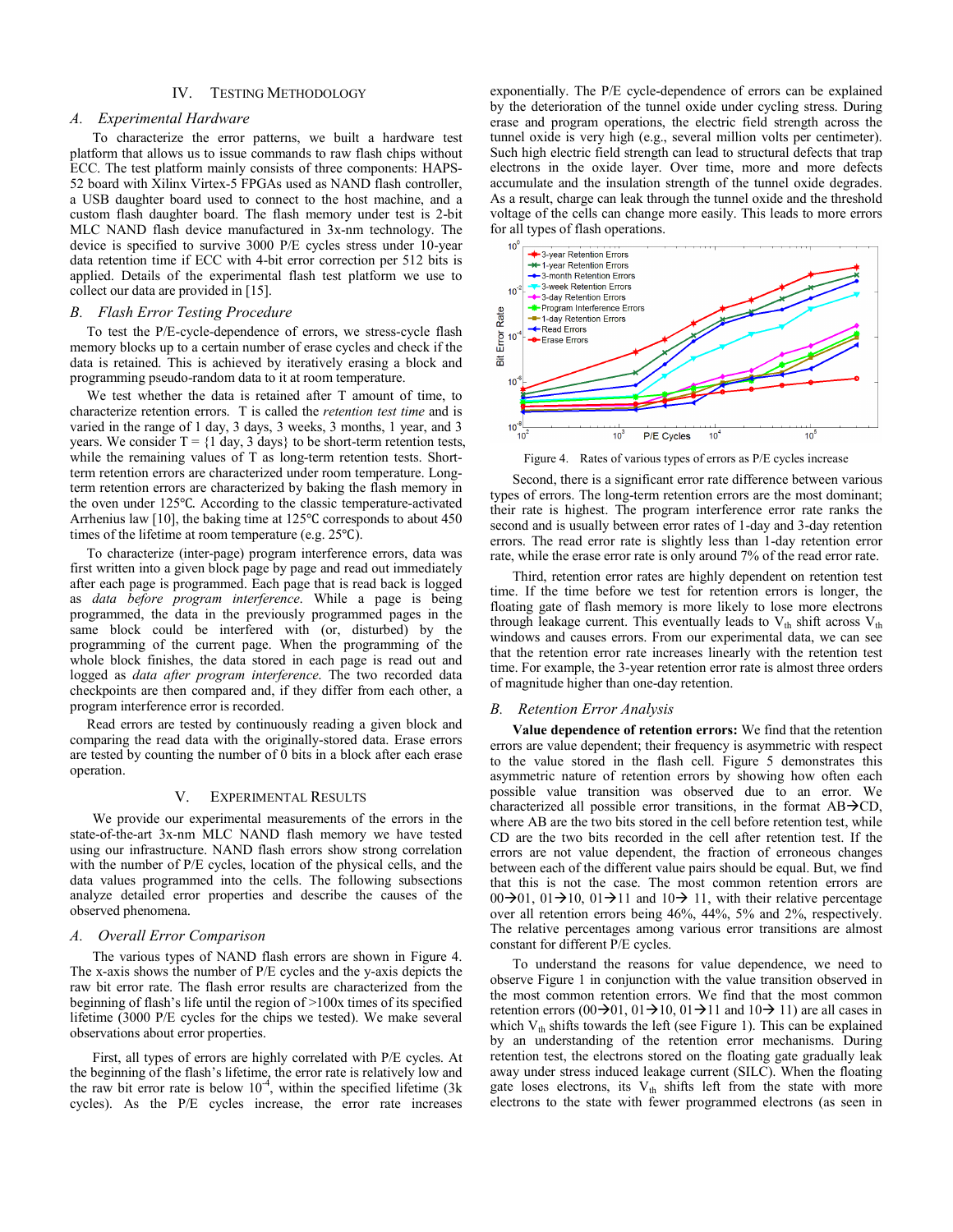## IV. Testing Methodology

### A. Experimental Hardware

To characterize the error patterns, we built a hardware test platform that allows us to issue commands to raw flash chips without ECC. The test platform mainly consists of three components: HAPS-52 board with Xilinx Virtex-5 FPGAs used as NAND flash controller, a USB daughter board used to connect to the host machine, and a custom flash daughter board. The flash memory under test is 2-bit MLC NAND flash device manufactured in 3x-nm technology. The device is specified to survive 3000 P/E cycles stress under 10-year data retention time if ECC with 4-bit error correction per 512 bits is applied. Details of the experimental flash test platform we use to collect our data are provided in [15].

### B. Flash Error Testing Procedure

To test the P/E-cycle-dependence of errors, we stress-cycle flash memory blocks up to a certain number of erase cycles and check if the data is retained. This is achieved by iteratively erasing a block and programming pseudo-random data to it at room temperature.

We test whether the data is retained after T amount of time, to characterize retention errors. T is called the *retention test time* and is varied in the range of 1 day, 3 days, 3 weeks, 3 months, 1 year, and 3 years. We consider T = {1 day, 3 days} to be short-term retention tests, while the remaining values of T as long-term retention tests. Short-term retention errors are characterized under room temperature. Long-term retention errors are characterized by baking the flash memory in the oven under 125℃. According to the classic temperature-activated Arrhenius law [10], the baking time at 125℃ corresponds to about 450 times of the lifetime at room temperature (e.g. 25℃).

To characterize (inter-page) program interference errors, data was first written into a given block page by page and read out immediately after each page is programmed. Each page that is read back is logged as *data before program interference*. While a page is being programmed, the data in the previously programmed pages in the same block could be interfered with (or, disturbed) by the programming of the current page. When the programming of the whole block finishes, the data stored in each page is read out and logged as *data after program interference*. The two recorded data checkpoints are then compared and, if they differ from each other, a program interference error is recorded.

Read errors are tested by continuously reading a given block and comparing the read data with the originally-stored data. Erase errors are tested by counting the number of 0 bits in a block after each erase operation.

## V. Experimental Results

We provide our experimental measurements of the errors in the state-of-the-art 3x-nm MLC NAND flash memory we have tested using our infrastructure. NAND flash errors show strong correlation with the number of P/E cycles, location of the physical cells, and the data values programmed into the cells. The following subsections analyze detailed error properties and describe the causes of the observed phenomena.

### A. Overall Error Comparison

The various types of NAND flash errors are shown in Figure 4. The x-axis shows the number of P/E cycles and the y-axis depicts the raw bit error rate. The flash error results are characterized from the beginning of flash's life until the region of >100x times of its specified lifetime (3000 P/E cycles for the chips we tested). We make several observations about error properties.

First, all types of errors are highly correlated with P/E cycles. At the beginning of the flash's lifetime, the error rate is relatively low and the raw bit error rate is below $10^{-4}$, within the specified lifetime (3k cycles). As the P/E cycles increase, the error rate increases exponentially. The P/E cycle-dependence of errors can be explained by the deterioration of the tunnel oxide under cycling stress. During erase and program operations, the electric field strength across the tunnel oxide is very high (e.g., several million volts per centimeter). Such high electric field strength can lead to structural defects that trap electrons in the oxide layer. Over time, more and more defects accumulate and the insulation strength of the tunnel oxide degrades. As a result, charge can leak through the tunnel oxide and the threshold voltage of the cells can change more easily. This leads to more errors for all types of flash operations.

Figure 4. Rates of various types of errors as P/E cycles increase

Second, there is a significant error rate difference between various types of errors. The long-term retention errors are the most dominant; their rate is highest. The program interference error rate ranks the second and is usually between error rates of 1-day and 3-day retention errors. The read error rate is slightly less than 1-day retention error rate, while the erase error rate is only around 7% of the read error rate.

Third, retention error rates are highly dependent on retention test time. If the time before we test for retention errors is longer, the floating gate of flash memory is more likely to lose more electrons through leakage current. This eventually leads to $V_{th}$ shift across $V_{th}$ windows and causes errors. From our experimental data, we can see that the retention error rate increases linearly with the retention test time. For example, the 3-year retention error rate is almost three orders of magnitude higher than one-day retention.

### B. Retention Error Analysis

**Value dependence of retention errors:** We find that the retention errors are value dependent; their frequency is asymmetric with respect to the value stored in the flash cell. Figure 5 demonstrates this asymmetric nature of retention errors by showing how often each possible value transition was observed due to an error. We characterized all possible error transitions, in the format AB→CD, where AB are the two bits stored in the cell before retention test, while CD are the two bits recorded in the cell after retention test. If the errors are not value dependent, the fraction of erroneous changes between each of the different value pairs should be equal. But, we find that this is not the case. The most common retention errors are 00→01, 01→10, 01→11 and 10→ 11, with their relative percentage over all retention errors being 46%, 44%, 5% and 2%, respectively. The relative percentages among various error transitions are almost constant for different P/E cycles.

To understand the reasons for value dependence, we need to observe Figure 1 in conjunction with the value transition observed in the most common retention errors. We find that the most common retention errors (00→01, 01→10, 01→11 and 10→ 11) are all cases in which $V_{th}$ shifts towards the left (see Figure 1). This can be explained by an understanding of the retention error mechanisms. During retention test, the electrons stored on the floating gate gradually leak away under stress induced leakage current (SILC). When the floating gate loses electrons, its $V_{th}$ shifts left from the state with more electrons to the state with fewer programmed electrons (as seen in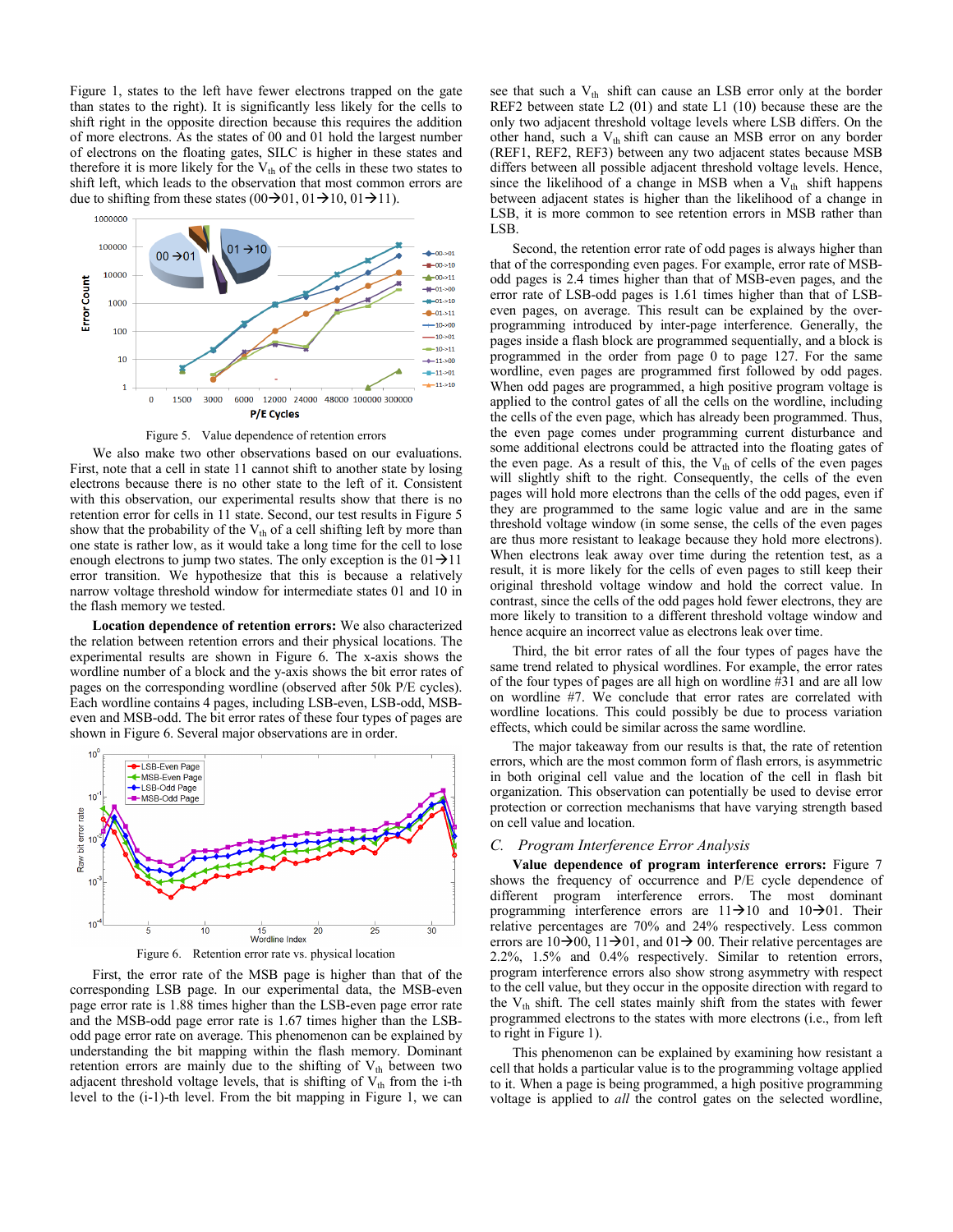Figure 1, states to the left have fewer electrons trapped on the gate than states to the right). It is significantly less likely for the cells to shift right in the opposite direction because this requires the addition of more electrons. As the states of 00 and 01 hold the largest number of electrons on the floating gates, SILC is higher in these states and therefore it is more likely for the $V_{th}$ of the cells in these two states to shift left, which leads to the observation that most common errors are due to shifting from these states (00→01, 01→10, 01→11).

1000000
100000
10000
1000
100
10
1
Error Count
0 1500 3000 6000 12000 24000 48000 100000 300000
P/E Cycles
00→01
01→10
00->01
00->10
00->11
01->00
01->10
01->11
10->00
10->01
10->11
11->00
11->01
11->10

Figure 5. Value dependence of retention errors

We also make two other observations based on our evaluations. First, note that a cell in state 11 cannot shift to another state by losing electrons because there is no other state to the left of it. Consistent with this observation, our experimental results show that there is no retention error for cells in 11 state. Second, our test results in Figure 5 show that the probability of the $V_{th}$ of a cell shifting left by more than one state is rather low, as it would take a long time for the cell to lose enough electrons to jump two states. The only exception is the 01→11 error transition. We hypothesize that this is because a relatively narrow voltage threshold window for intermediate states 01 and 10 in the flash memory we tested.

**Location dependence of retention errors:** We also characterized the relation between retention errors and their physical locations. The experimental results are shown in Figure 6. The x-axis shows the wordline number of a block and the y-axis shows the bit error rates of pages on the corresponding wordline (observed after 50k P/E cycles). Each wordline contains 4 pages, including LSB-even, LSB-odd, MSB-even and MSB-odd. The bit error rates of these four types of pages are shown in Figure 6. Several major observations are in order.

$10^0$
$10^{-1}$
$10^{-2}$
$10^{-3}$
$10^{-4}$
Raw bit error rate
5 10 15 20 25 30
Wordline Index
LSB-Even Page
MSB-Even Page
LSB-Odd Page
MSB-Odd Page

Figure 6. Retention error rate vs. physical location

First, the error rate of the MSB page is higher than that of the corresponding LSB page. In our experimental data, the MSB-even page error rate is 1.88 times higher than the LSB-even page error rate and the MSB-odd page error rate is 1.67 times higher than the LSB-odd page error rate on average. This phenomenon can be explained by understanding the bit mapping within the flash memory. Dominant retention errors are mainly due to the shifting of $V_{th}$ between two adjacent threshold voltage levels, that is shifting of $V_{th}$ from the i-th level to the (i-1)-th level. From the bit mapping in Figure 1, we can see that such a $V_{th}$ shift can cause an LSB error only at the border REF2 between state L2 (01) and state L1 (10) because these are the only two adjacent threshold voltage levels where LSB differs. On the other hand, such a $V_{th}$ shift can cause an MSB error on any border (REF1, REF2, REF3) between any two adjacent states because MSB differs between all possible adjacent threshold voltage levels. Hence, since the likelihood of a change in MSB when a $V_{th}$ shift happens between adjacent states is higher than the likelihood of a change in LSB, it is more common to see retention errors in MSB rather than LSB.

Second, the retention error rate of odd pages is always higher than that of the corresponding even pages. For example, error rate of MSB-odd pages is 2.4 times higher than that of MSB-even pages, and the error rate of LSB-odd pages is 1.61 times higher than that of LSB-even pages, on average. This result can be explained by the over-programming introduced by inter-page interference. Generally, the pages inside a flash block are programmed sequentially, and a block is programmed in the order from page 0 to page 127. For the same wordline, even pages are programmed first followed by odd pages. When odd pages are programmed, a high positive program voltage is applied to the control gates of all the cells on the wordline, including the cells of the even page, which has already been programmed. Thus, the even page comes under programming current disturbance and some additional electrons could be attracted into the floating gates of the even page. As a result of this, the $V_{th}$ of cells of the even pages will slightly shift to the right. Consequently, the cells of the even pages will hold more electrons than the cells of the odd pages, even if they are programmed to the same logic value and are in the same threshold voltage window (in some sense, the cells of the even pages are thus more resistant to leakage because they hold more electrons). When electrons leak away over time during the retention test, as a result, it is more likely for the cells of even pages to still keep their original threshold voltage window and hold the correct value. In contrast, since the cells of the odd pages hold fewer electrons, they are more likely to transition to a different threshold voltage window and hence acquire an incorrect value as electrons leak over time.

Third, the bit error rates of all the four types of pages have the same trend related to physical wordlines. For example, the error rates of the four types of pages are all high on wordline #31 and are all low on wordline #7. We conclude that error rates are correlated with wordline locations. This could possibly be due to process variation effects, which could be similar across the same wordline.

The major takeaway from our results is that, the rate of retention errors, which are the most common form of flash errors, is asymmetric in both original cell value and the location of the cell in flash bit organization. This observation can potentially be used to devise error protection or correction mechanisms that have varying strength based on cell value and location.

### C. *Program Interference Error Analysis*

**Value dependence of program interference errors:** Figure 7 shows the frequency of occurrence and P/E cycle dependence of different program interference errors. The most dominant programming interference errors are 11→10 and 10→01. Their relative percentages are 70% and 24% respectively. Less common errors are 10→00, 11→01, and 01→ 00. Their relative percentages are 2.2%, 1.5% and 0.4% respectively. Similar to retention errors, program interference errors also show strong asymmetry with respect to the cell value, but they occur in the opposite direction with regard to the $V_{th}$ shift. The cell states mainly shift from the states with fewer programmed electrons to the states with more electrons (i.e., from left to right in Figure 1).

This phenomenon can be explained by examining how resistant a cell that holds a particular value is to the programming voltage applied to it. When a page is being programmed, a high positive programming voltage is applied to *all* the control gates on the selected wordline,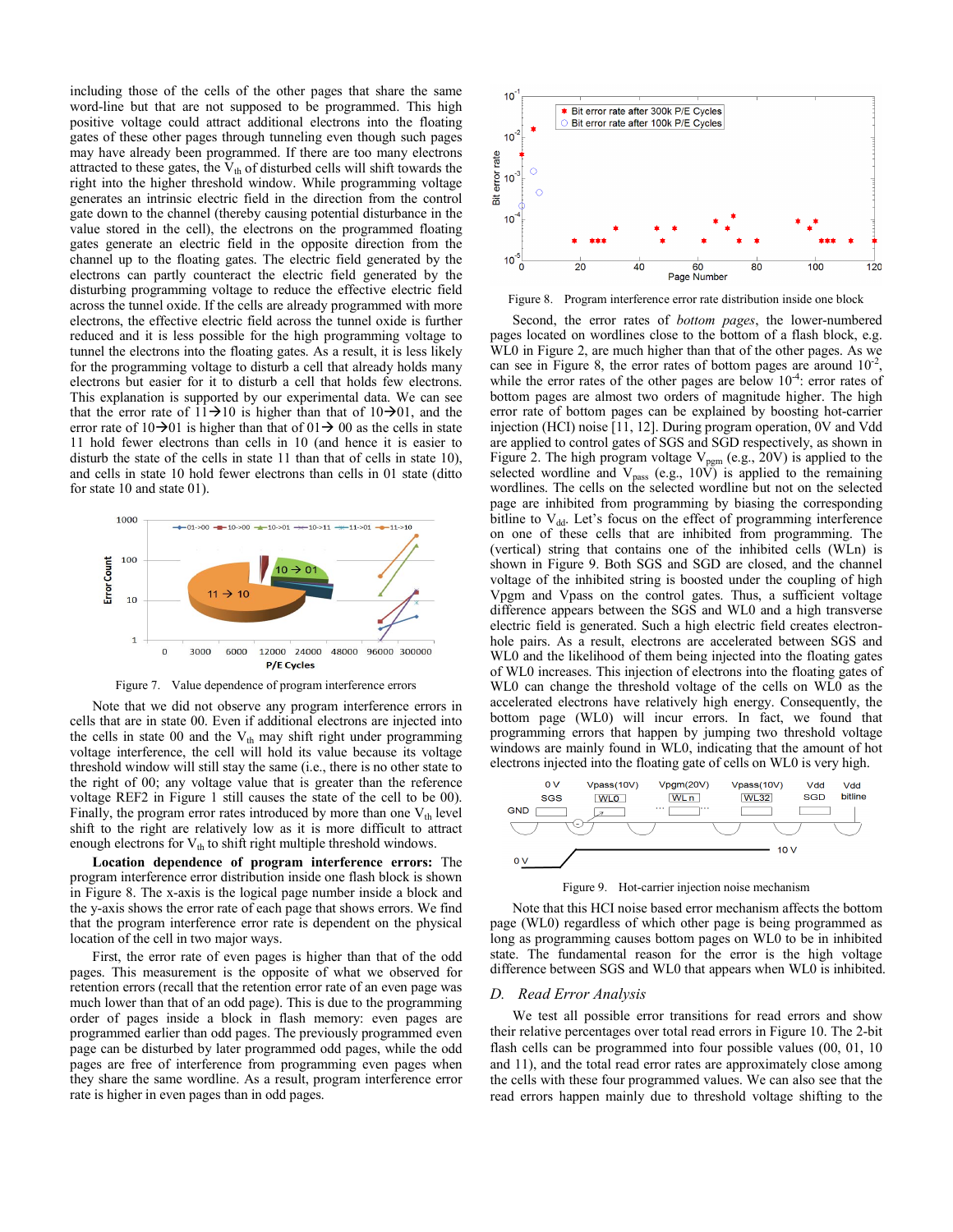including those of the cells of the other pages that share the same word-line but that are not supposed to be programmed. This high positive voltage could attract additional electrons into the floating gates of these other pages through tunneling even though such pages may have already been programmed. If there are too many electrons attracted to these gates, the $V_{th}$ of disturbed cells will shift towards the right into the higher threshold window. While programming voltage generates an intrinsic electric field in the direction from the control gate down to the channel (thereby causing potential disturbance in the value stored in the cell), the electrons on the programmed floating gates generate an electric field in the opposite direction from the channel up to the floating gates. The electric field generated by the electrons can partly counteract the electric field generated by the disturbing programming voltage to reduce the effective electric field across the tunnel oxide. If the cells are already programmed with more electrons, the effective electric field across the tunnel oxide is further reduced and it is less possible for the high programming voltage to tunnel the electrons into the floating gates. As a result, it is less possible for the programming voltage to disturb a cell that already holds many electrons but easier for it to disturb a cell that holds few electrons. This explanation is supported by our experimental data. We can see that the error rate of 11→10 is higher than that of 10→01, and the error rate of 10→01 is higher than that of 01→ 00 as the cells in state 11 hold fewer electrons than cells in 10 (and hence it is easier to disturb the state of the cells in state 11 than that of cells in state 10), and cells in state 10 hold fewer electrons than cells in 01 state (ditto for state 10 and state 01).

Figure 7. Value dependence of program interference errors

Note that we did not observe any program interference errors in cells that are in state 00. Even if additional electrons are injected into the cells in state 00 and the $V_{th}$ may shift right under programming voltage interference, the cell will hold its value because its voltage threshold window will still stay the same (i.e., there is no other state to the right of 00; any voltage value that is greater than the reference voltage REF2 in Figure 1 still causes the state of the cell to be 00). Finally, the program error rates introduced by more than one $V_{th}$ level shift to the right are relatively low as it is more difficult to attract enough electrons for $V_{th}$ to shift right multiple threshold windows.

**Location dependence of program interference errors:** The program interference error distribution inside one flash block is shown in Figure 8. The x-axis is the logical page number inside a block and the y-axis shows the error rate of each page that shows errors. We find that the program interference error rate is dependent on the physical location of the cell in two major ways.

First, the error rate of even pages is higher than that of the odd pages. This measurement is the opposite of what we observed for retention errors (recall that the retention error rate of an even page was much lower than that of an odd page). This is due to the programming order of pages inside a block in flash memory: even pages are programmed earlier than odd pages. The previously programmed even page can be disturbed by later programmed odd pages, while the odd pages are free of interference from programming even pages when they share the same wordline. As a result, program interference error rate is higher in even pages than in odd pages.

Figure 8. Program interference error rate distribution inside one block

Second, the error rates of *bottom pages*, the lower-numbered pages located on wordlines close to the bottom of a flash block, e.g. WL0 in Figure 2, are much higher than that of the other pages. As we can see in Figure 8, the error rates of bottom pages are around $10^{-2}$, while the error rates of the other pages are below $10^{-4}$: error rates of bottom pages are almost two orders of magnitude higher. The high error rate of bottom pages can be explained by boosting hot-carrier injection (HCI) noise [11, 12]. During program operation, 0V and Vdd are applied to control gates of SGS and SGD respectively, as shown in Figure 2. The high program voltage $V_{pgm}$ (e.g., 20V) is applied to the selected wordline and $V_{pass}$ (e.g., 10V) is applied to the remaining wordlines. The cells on the selected wordline but not on the selected page are inhibited from programming by biasing the corresponding bitline to $V_{dd}$. Let's focus on the effect of programming interference on one of these cells that are inhibited from programming. The (vertical) string that contains one of the inhibited cells (WLn) is shown in Figure 9. Both SGS and SGD are closed, and the channel voltage of the inhibited string is boosted under the coupling of high Vpgm and Vpass on the control gates. Thus, a sufficient voltage difference appears between the SGS and WL0 and a high transverse electric field is generated. Such a high electric field creates electron-hole pairs. As a result, electrons are accelerated between SGS and WL0 and the likelihood of them being injected into the floating gates of WL0 increases. This injection of electrons into the floating gates of WL0 can change the threshold voltage of the cells on WL0 as the accelerated electrons have relatively high energy. Consequently, the bottom page (WL0) will incur errors. In fact, we found that programming errors that happen by jumping two threshold voltage windows are mainly found in WL0, indicating that the amount of hot electrons injected into the floating gate of cells on WL0 is very high.

Figure 9. Hot-carrier injection noise mechanism

Note that this HCI noise based error mechanism affects the bottom page (WL0) regardless of which other page is being programmed as long as programming causes bottom pages on WL0 to be in inhibited state. The fundamental reason for the error is the high voltage difference between SGS and WL0 that appears when WL0 is inhibited.

## D. Read Error Analysis

We test all possible error transitions for read errors and show their relative percentages over total read errors in Figure 10. The 2-bit flash cells can be programmed into four possible values (00, 01, 10 and 11), and the total read error rates are approximately close among the cells with these four programmed values. We can also see that the read errors happen mainly due to threshold voltage shifting to the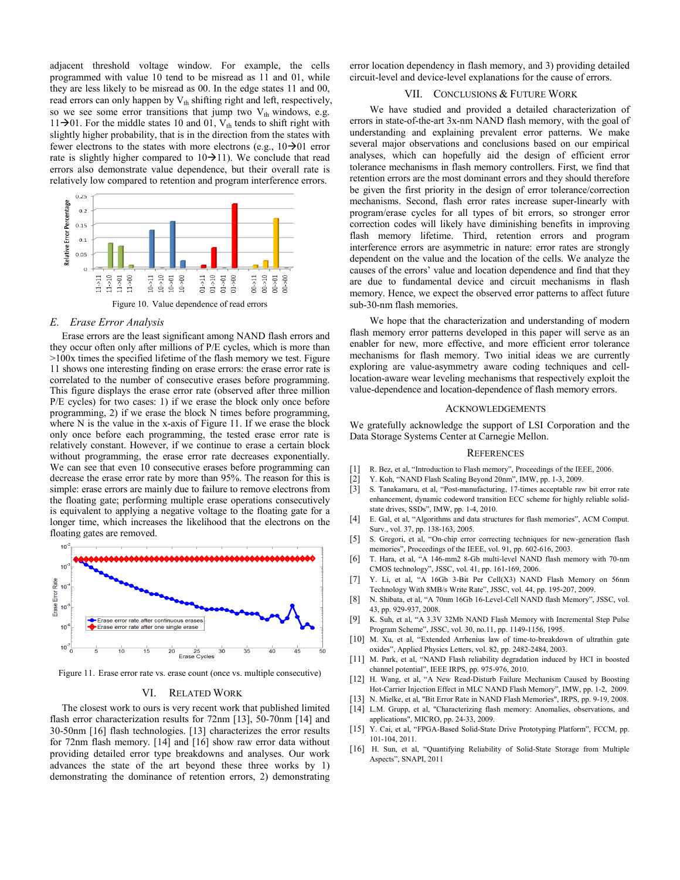adjacent threshold voltage window. For example, the cells programmed with value 10 tend to be misread as 11 and 01, while they are less likely to be misread as 00. In the edge states 11 and 00, read errors can only happen by $V_{th}$ shifting right and left, respectively, so we see some error transitions that jump two $V_{th}$ windows, e.g. 11→01. For the middle states 10 and 01, $V_{th}$ tends to shift right with slightly higher probability, that is in the direction from the states with fewer electrons to the states with more electrons (e.g., 10→01 error rate is slightly higher compared to 10→11). We conclude that read errors also demonstrate value dependence, but their overall rate is relatively low compared to retention and program interference errors.

Relative Error Percentage
0.25
0.2
0.15
0.1
0.05
0
11->11 11->10 11->01 11->00 10->11 10->10 10->01 10->00 01->11 01->10 01->01 01->00 00->11 00->10 00->01 00->00

Figure 10. Value dependence of read errors

### *E. Erase Error Analysis*

Erase errors are the least significant among NAND flash errors and they occur often only after millions of P/E cycles, which is more than >100x times the specified lifetime of the flash memory we test. Figure 11 shows one interesting finding on erase errors: the erase error rate is correlated to the number of consecutive erases before programming. This figure displays the erase error rate (observed after three million P/E cycles) for two cases: 1) if we erase the block only once before programming, 2) if we erase the block N times before programming, where N is the value in the x-axis of Figure 11. If we erase the block only once before each programming, the tested erase error rate is relatively constant. However, if we continue to erase a certain block without programming, the erase error rate decreases exponentially. We can see that even 10 consecutive erases before programming can decrease the erase error rate by more than 95%. The reason for this is simple: erase errors are mainly due to failure to remove electrons from the floating gate; performing multiple erase operations consecutively is equivalent to applying a negative voltage to the floating gate for a longer time, which increases the likelihood that the electrons on the floating gates are removed.

Erase Error Rate
$10^{-2}$
$10^{-3}$
$10^{-4}$
$10^{-5}$
$10^{-6}$
$10^{-7}$
0 5 10 15 20 25 30 35 40 45 50
Erase Cycles
Erase error rate after continuous erases
Erase error rate after one single erase

Figure 11. Erase error rate vs. erase count (once vs. multiple consecutive)

## VI. Related Work

The closest work to ours is very recent work that published limited flash error characterization results for 72nm [13], 50-70nm [14] and 30-50nm [16] flash technologies. [13] characterizes the error results for 72nm flash memory. [14] and [16] show raw error data without providing detailed error type breakdowns and analyses. Our work advances the state of the art beyond these three works by 1) demonstrating the dominance of retention errors, 2) demonstrating error location dependency in flash memory, and 3) providing detailed circuit-level and device-level explanations for the cause of errors.

## VII. Conclusions & Future Work

We have studied and provided a detailed characterization of errors in state-of-the-art 3x-nm NAND flash memory, with the goal of understanding and explaining prevalent error patterns. We make several major observations and conclusions based on our empirical analyses, which can hopefully aid the design of efficient error tolerance mechanisms in flash memory controllers. First, we find that retention errors are the most dominant errors and they should therefore be given the first priority in the design of error tolerance/correction mechanisms. Second, flash error rates increase super-linearly with program/erase cycles for all types of bit errors, so stronger error correction codes will likely have diminishing benefits in improving flash memory lifetime. Third, retention errors and program interference errors are asymmetric in nature: error rates are strongly dependent on the value and the location of the cells. We analyze the causes of the errors' value and location dependence and find that they are due to fundamental device and circuit mechanisms in flash memory. Hence, we expect the observed error patterns to affect future sub-30-nm flash memories.

We hope that the characterization and understanding of modern flash memory error patterns developed in this paper will serve as an enabler for new, more effective, and more efficient error tolerance mechanisms for flash memory. Two initial ideas we are currently exploring are value-asymmetry aware coding techniques and cell-location-aware wear leveling mechanisms that respectively exploit the value-dependence and location-dependence of flash memory errors.

## Acknowledgements

We gratefully acknowledge the support of LSI Corporation and the Data Storage Systems Center at Carnegie Mellon.

## References

[1] R. Bez, et al, "Introduction to Flash memory", Proceedings of the IEEE, 2006.

[2] Y. Koh, "NAND Flash Scaling Beyond 20nm", IMW, pp. 1-3, 2009.

[3] S. Tanakamaru, et al, "Post-manufacturing, 17-times acceptable raw bit error rate enhancement, dynamic codeword transition ECC scheme for highly reliable solid-state drives, SSDs", IMW, pp. 1-4, 2010.

[4] E. Gal, et al, "Algorithms and data structures for flash memories", ACM Comput. Surv., vol. 37, pp. 138-163, 2005.

[5] S. Gregori, et al, "On-chip error correcting techniques for new-generation flash memories", Proceedings of the IEEE, vol. 91, pp. 602-616, 2003.

[6] T. Hara, et al, "A 146-mm2 8-Gb multi-level NAND flash memory with 70-nm CMOS technology", JSSC, vol. 41, pp. 161-169, 2006.

[7] Y. Li, et al, "A 16Gb 3-Bit Per Cell(X3) NAND Flash Memory on 56nm Technology With 8MB/s Write Rate", JSSC, vol. 44, pp. 195-207, 2009.

[8] N. Shibata, et al, "A 70nm 16Gb 16-Level-Cell NAND flash Memory", JSSC, vol. 43, pp. 929-937, 2008.

[9] K. Suh, et al, "A 3.3V 32Mb NAND Flash Memory with Incremental Step Pulse Program Scheme", JSSC, vol. 30, no.11, pp. 1149-1156, 1995.

[10] M. Xu, et al, "Extended Arrhenius law of time-to-breakdown of ultrathin gate oxides", Applied Physics Letters, vol. 82, pp. 2482-2484, 2003.

[11] M. Park, et al, "NAND Flash reliability degradation induced by HCI in boosted channel potential", IEEE IRPS, pp. 975-976, 2010.

[12] H. Wang, et al, "A New Read-Disturb Failure Mechanism Caused by Boosting Hot-Carrier Injection Effect in MLC NAND Flash Memory", IMW, pp. 1-2, 2009.

[13] N. Mielke, et al, "Bit Error Rate in NAND Flash Memories", IRPS, pp. 9-19, 2008.

[14] L.M. Grupp, et al, "Characterizing flash memory: Anomalies, observations, and applications", MICRO, pp. 24-33, 2009.

[15] Y. Cai, et al, "FPGA-Based Solid-State Drive Prototyping Platform", FCCM, pp. 101-104, 2011.

[16] H. Sun, et al, "Quantifying Reliability of Solid-State Storage from Multiple Aspects", SNAPI, 2011